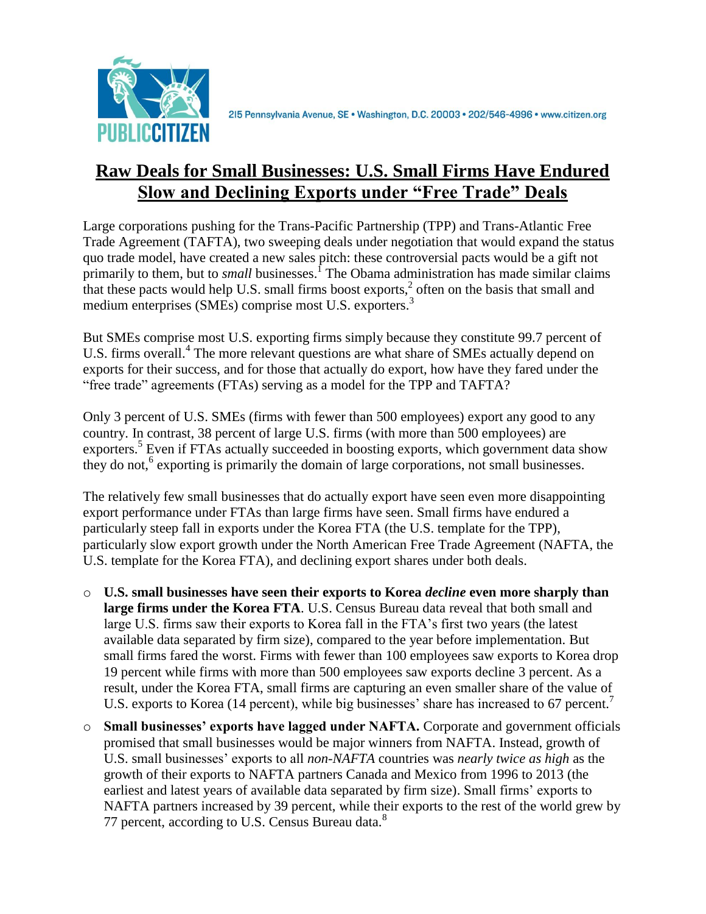PUBLIC CITIZEN

215 Pennsylvania Avenue, SE • Washington, D.C. 20003 • 202/546-4996 • www.citizen.org

# Raw Deals for Small Businesses: U.S. Small Firms Have Endured Slow and Declining Exports under "Free Trade" Deals

Large corporations pushing for the Trans-Pacific Partnership (TPP) and Trans-Atlantic Free Trade Agreement (TAFTA), two sweeping deals under negotiation that would expand the status quo trade model, have created a new sales pitch: these controversial pacts would be a gift not primarily to them, but to *small* businesses.[1] The Obama administration has made similar claims that these pacts would help U.S. small firms boost exports,[2] often on the basis that small and medium enterprises (SMEs) comprise most U.S. exporters.[3]

But SMEs comprise most U.S. exporting firms simply because they constitute 99.7 percent of U.S. firms overall.[4] The more relevant questions are what share of SMEs actually depend on exports for their success, and for those that actually do export, how have they fared under the "free trade" agreements (FTAs) serving as a model for the TPP and TAFTA?

Only 3 percent of U.S. SMEs (firms with fewer than 500 employees) export any good to any country. In contrast, 38 percent of large U.S. firms (with more than 500 employees) are exporters.[5] Even if FTAs actually succeeded in boosting exports, which government data show they do not,[6] exporting is primarily the domain of large corporations, not small businesses.

The relatively few small businesses that do actually export have seen even more disappointing export performance under FTAs than large firms have seen. Small firms have endured a particularly steep fall in exports under the Korea FTA (the U.S. template for the TPP), particularly slow export growth under the North American Free Trade Agreement (NAFTA, the U.S. template for the Korea FTA), and declining export shares under both deals.

- **U.S. small businesses have seen their exports to Korea *decline* even more sharply than large firms under the Korea FTA**. U.S. Census Bureau data reveal that both small and large U.S. firms saw their exports to Korea fall in the FTA's first two years (the latest available data separated by firm size), compared to the year before implementation. But small firms fared the worst. Firms with fewer than 100 employees saw exports to Korea drop 19 percent while firms with more than 500 employees saw exports decline 3 percent. As a result, under the Korea FTA, small firms are capturing an even smaller share of the value of U.S. exports to Korea (14 percent), while big businesses' share has increased to 67 percent.[7]
- **Small businesses' exports have lagged under NAFTA.** Corporate and government officials promised that small businesses would be major winners from NAFTA. Instead, growth of U.S. small businesses' exports to all *non-NAFTA* countries was *nearly twice as high* as the growth of their exports to NAFTA partners Canada and Mexico from 1996 to 2013 (the earliest and latest years of available data separated by firm size). Small firms' exports to NAFTA partners increased by 39 percent, while their exports to the rest of the world grew by 77 percent, according to U.S. Census Bureau data.[8]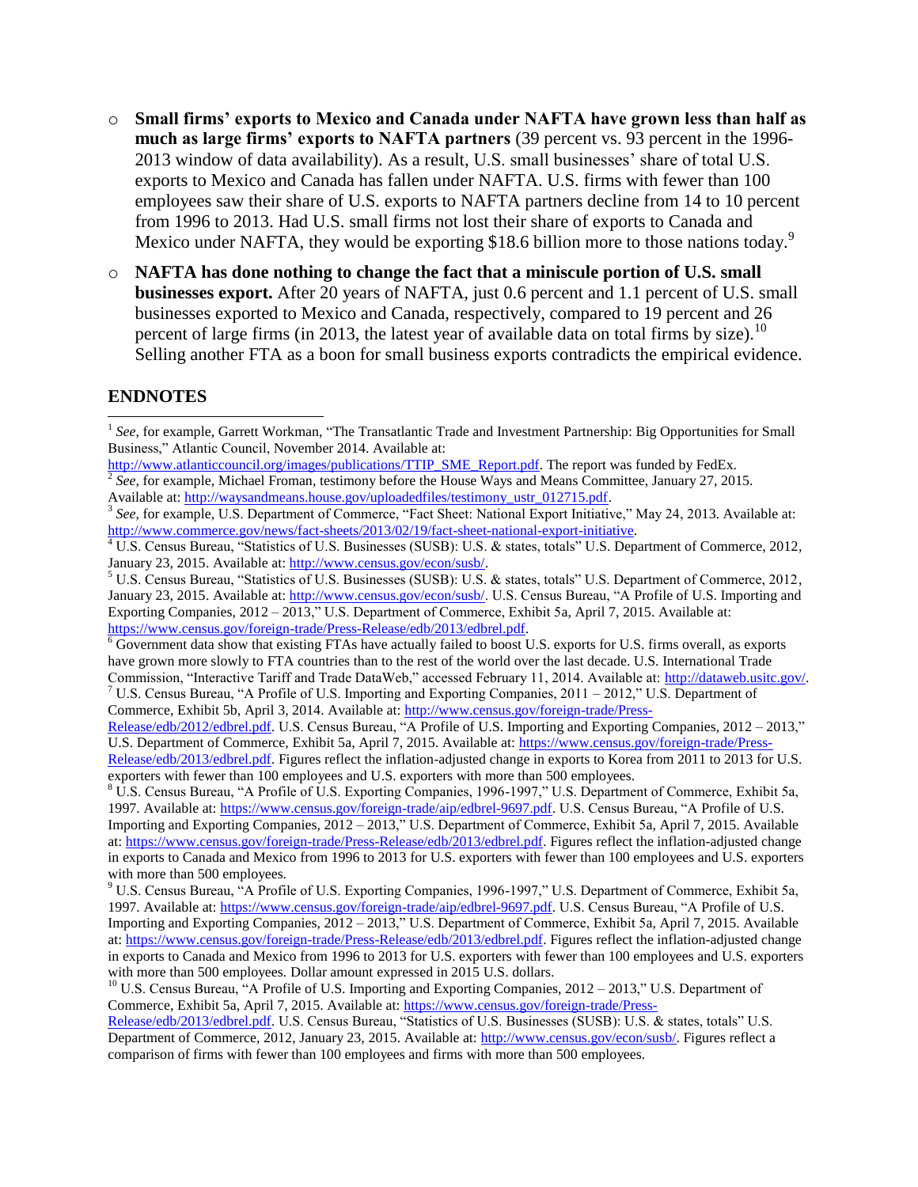- **Small firms' exports to Mexico and Canada under NAFTA have grown less than half as much as large firms' exports to NAFTA partners** (39 percent vs. 93 percent in the 1996-2013 window of data availability). As a result, U.S. small businesses' share of total U.S. exports to Mexico and Canada has fallen under NAFTA. U.S. firms with fewer than 100 employees saw their share of U.S. exports to NAFTA partners decline from 14 to 10 percent from 1996 to 2013. Had U.S. small firms not lost their share of exports to Canada and Mexico under NAFTA, they would be exporting $18.6 billion more to those nations today.[9]
- **NAFTA has done nothing to change the fact that a miniscule portion of U.S. small businesses export.** After 20 years of NAFTA, just 0.6 percent and 1.1 percent of U.S. small businesses exported to Mexico and Canada, respectively, compared to 19 percent and 26 percent of large firms (in 2013, the latest year of available data on total firms by size).[10] Selling another FTA as a boon for small business exports contradicts the empirical evidence.

## ENDNOTES

[1] *See*, for example, Garrett Workman, "The Transatlantic Trade and Investment Partnership: Big Opportunities for Small Business," Atlantic Council, November 2014. Available at: http://www.atlanticcouncil.org/images/publications/TTIP_SME_Report.pdf. The report was funded by FedEx.

[2] *See*, for example, Michael Froman, testimony before the House Ways and Means Committee, January 27, 2015. Available at: http://waysandmeans.house.gov/uploadedfiles/testimony_ustr_012715.pdf.

[3] *See*, for example, U.S. Department of Commerce, "Fact Sheet: National Export Initiative," May 24, 2013. Available at: http://www.commerce.gov/news/fact-sheets/2013/02/19/fact-sheet-national-export-initiative.

[4] U.S. Census Bureau, "Statistics of U.S. Businesses (SUSB): U.S. & states, totals" U.S. Department of Commerce, 2012, January 23, 2015. Available at: http://www.census.gov/econ/susb/.

[5] U.S. Census Bureau, "Statistics of U.S. Businesses (SUSB): U.S. & states, totals" U.S. Department of Commerce, 2012, January 23, 2015. Available at: http://www.census.gov/econ/susb/. U.S. Census Bureau, "A Profile of U.S. Importing and Exporting Companies, 2012 – 2013," U.S. Department of Commerce, Exhibit 5a, April 7, 2015. Available at: https://www.census.gov/foreign-trade/Press-Release/edb/2013/edbrel.pdf.

[6] Government data show that existing FTAs have actually failed to boost U.S. exports for U.S. firms overall, as exports have grown more slowly to FTA countries than to the rest of the world over the last decade. U.S. International Trade Commission, "Interactive Tariff and Trade DataWeb," accessed February 11, 2014. Available at: http://dataweb.usitc.gov/.

[7] U.S. Census Bureau, "A Profile of U.S. Importing and Exporting Companies, 2011 – 2012," U.S. Department of Commerce, Exhibit 5b, April 3, 2014. Available at: http://www.census.gov/foreign-trade/Press-Release/edb/2012/edbrel.pdf. U.S. Census Bureau, "A Profile of U.S. Importing and Exporting Companies, 2012 – 2013," U.S. Department of Commerce, Exhibit 5a, April 7, 2015. Available at: https://www.census.gov/foreign-trade/Press-Release/edb/2013/edbrel.pdf. Figures reflect the inflation-adjusted change in exports to Korea from 2011 to 2013 for U.S. exporters with fewer than 100 employees and U.S. exporters with more than 500 employees.

[8] U.S. Census Bureau, "A Profile of U.S. Exporting Companies, 1996-1997," U.S. Department of Commerce, Exhibit 5a, 1997. Available at: https://www.census.gov/foreign-trade/aip/edbrel-9697.pdf. U.S. Census Bureau, "A Profile of U.S. Importing and Exporting Companies, 2012 – 2013," U.S. Department of Commerce, Exhibit 5a, April 7, 2015. Available at: https://www.census.gov/foreign-trade/Press-Release/edb/2013/edbrel.pdf. Figures reflect the inflation-adjusted change in exports to Canada and Mexico from 1996 to 2013 for U.S. exporters with fewer than 100 employees and U.S. exporters with more than 500 employees.

[9] U.S. Census Bureau, "A Profile of U.S. Exporting Companies, 1996-1997," U.S. Department of Commerce, Exhibit 5a, 1997. Available at: https://www.census.gov/foreign-trade/aip/edbrel-9697.pdf. U.S. Census Bureau, "A Profile of U.S. Importing and Exporting Companies, 2012 – 2013," U.S. Department of Commerce, Exhibit 5a, April 7, 2015. Available at: https://www.census.gov/foreign-trade/Press-Release/edb/2013/edbrel.pdf. Figures reflect the inflation-adjusted change in exports to Canada and Mexico from 1996 to 2013 for U.S. exporters with fewer than 100 employees and U.S. exporters with more than 500 employees. Dollar amount expressed in 2015 U.S. dollars.

[10] U.S. Census Bureau, "A Profile of U.S. Importing and Exporting Companies, 2012 – 2013," U.S. Department of Commerce, Exhibit 5a, April 7, 2015. Available at: https://www.census.gov/foreign-trade/Press-Release/edb/2013/edbrel.pdf. U.S. Census Bureau, "Statistics of U.S. Businesses (SUSB): U.S. & states, totals" U.S. Department of Commerce, 2012, January 23, 2015. Available at: http://www.census.gov/econ/susb/. Figures reflect a comparison of firms with fewer than 100 employees and firms with more than 500 employees.